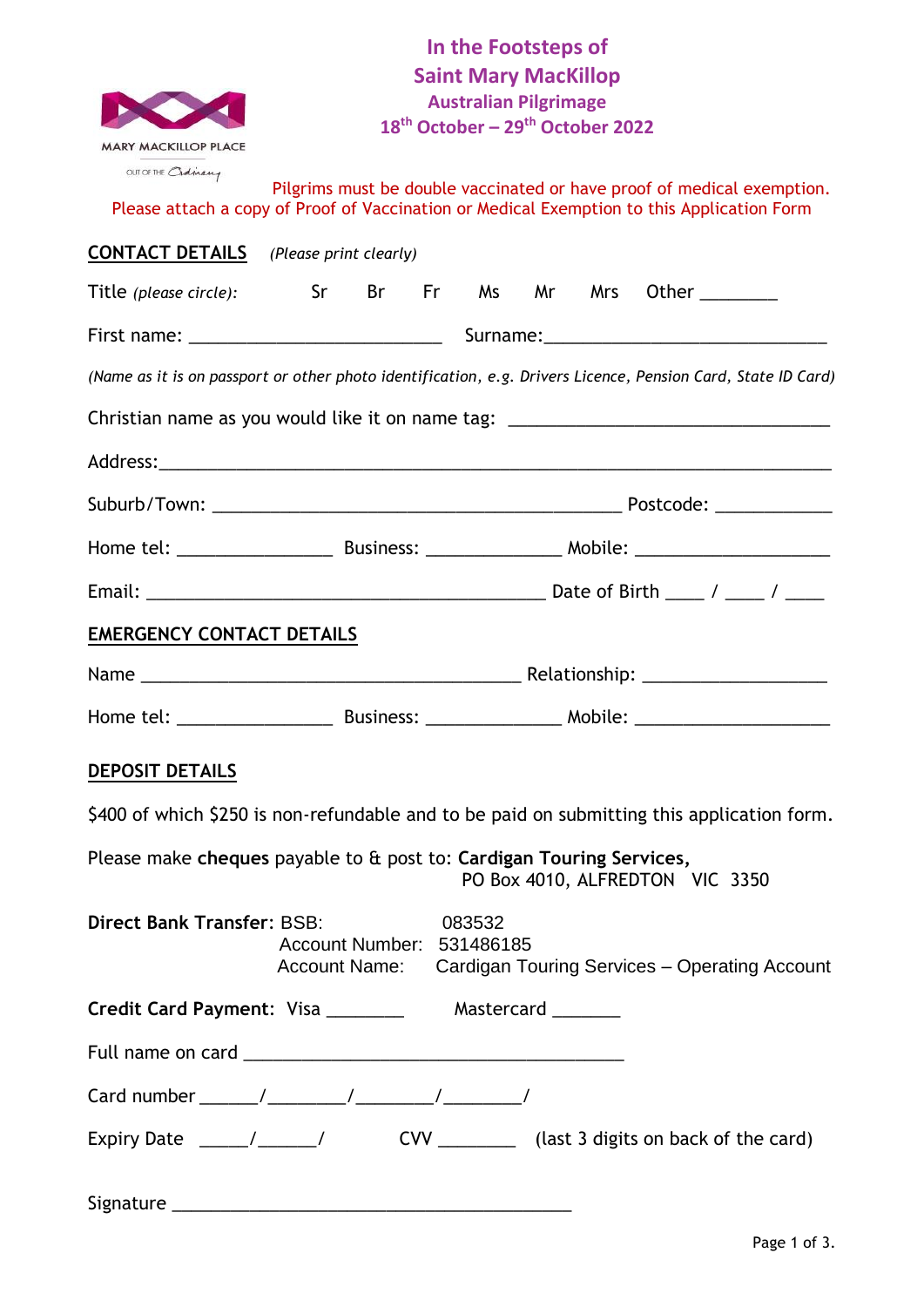MARY MACKILLOP PLACE

OUT OF THE Ordinary

# In the Footsteps of Saint Mary MacKillop

## Australian Pilgrimage

## 18th October – 29th October 2022

Pilgrims must be double vaccinated or have proof of medical exemption.
Please attach a copy of Proof of Vaccination or Medical Exemption to this Application Form

**CONTACT DETAILS** *(Please print clearly)*

Title *(please circle)*: Sr Br Fr Ms Mr Mrs Other ________

First name: __________________________ Surname:_____________________________

*(Name as it is on passport or other photo identification, e.g. Drivers Licence, Pension Card, State ID Card)*

Christian name as you would like it on name tag: _________________________________

Address:______________________________________________________________________

Suburb/Town: __________________________________________ Postcode: ____________

Home tel: ________________ Business: ______________ Mobile: ____________________

Email: __________________________________________ Date of Birth ____ / ____ / ____

**EMERGENCY CONTACT DETAILS**

Name ________________________________________ Relationship: ___________________

Home tel: ________________ Business: ______________ Mobile: ____________________

**DEPOSIT DETAILS**

$400 of which $250 is non-refundable and to be paid on submitting this application form.

Please make **cheques** payable to & post to: **Cardigan Touring Services,**
PO Box 4010, ALFREDTON VIC 3350

**Direct Bank Transfer**: BSB: 083532
Account Number: 531486185
Account Name: Cardigan Touring Services – Operating Account

**Credit Card Payment**: Visa ________ Mastercard _______

Full name on card ________________________________________

Card number ______/________/________/________/

Expiry Date _____/______/ CVV ________ (last 3 digits on back of the card)

Signature __________________________________________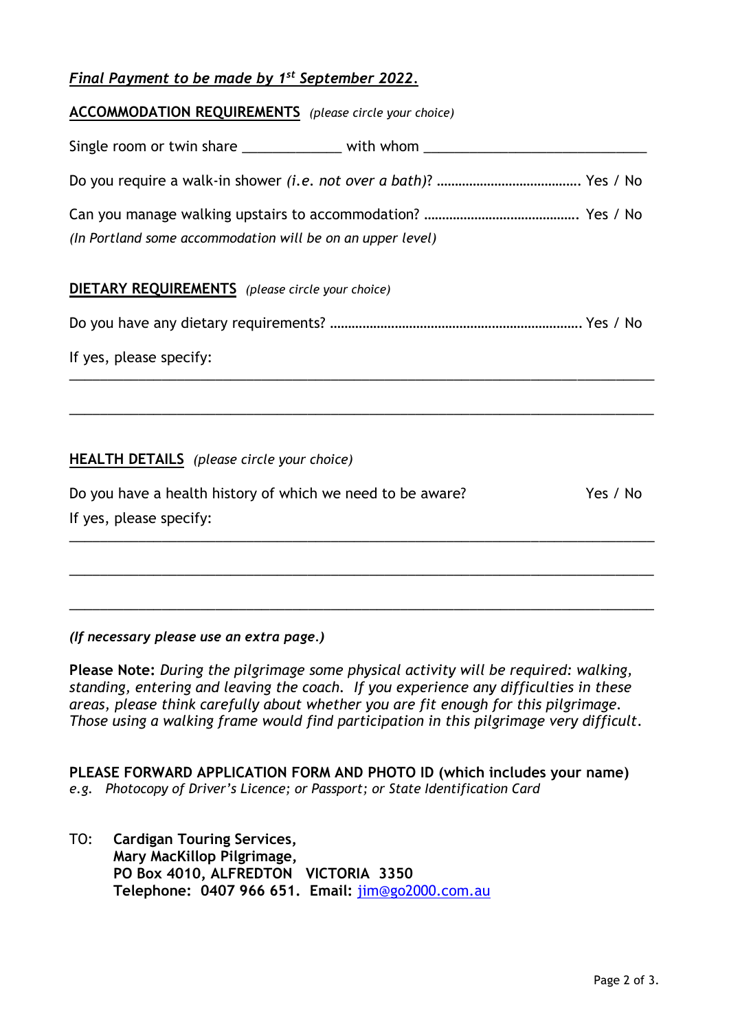***Final Payment to be made by 1st September 2022.***

**ACCOMMODATION REQUIREMENTS** *(please circle your choice)*

Single room or twin share _____________ with whom _____________________________

Do you require a walk-in shower *(i.e. not over a bath)*? ………………………………… Yes / No

Can you manage walking upstairs to accommodation? ……………………………………. Yes / No
*(In Portland some accommodation will be on an upper level)*

**DIETARY REQUIREMENTS** *(please circle your choice)*

Do you have any dietary requirements? ……………………………………………………………. Yes / No

If yes, please specify:

_______________________________________________________________________________

_______________________________________________________________________________

**HEALTH DETAILS** *(please circle your choice)*

Do you have a health history of which we need to be aware? Yes / No
If yes, please specify:

_______________________________________________________________________________

_______________________________________________________________________________

_______________________________________________________________________________

***(If necessary please use an extra page.)***

**Please Note:** *During the pilgrimage some physical activity will be required: walking, standing, entering and leaving the coach. If you experience any difficulties in these areas, please think carefully about whether you are fit enough for this pilgrimage. Those using a walking frame would find participation in this pilgrimage very difficult.*

**PLEASE FORWARD APPLICATION FORM AND PHOTO ID (which includes your name)**
*e.g. Photocopy of Driver's Licence; or Passport; or State Identification Card*

TO: **Cardigan Touring Services,**
**Mary MacKillop Pilgrimage,**
**PO Box 4010, ALFREDTON VICTORIA 3350**
**Telephone: 0407 966 651. Email:** jim@go2000.com.au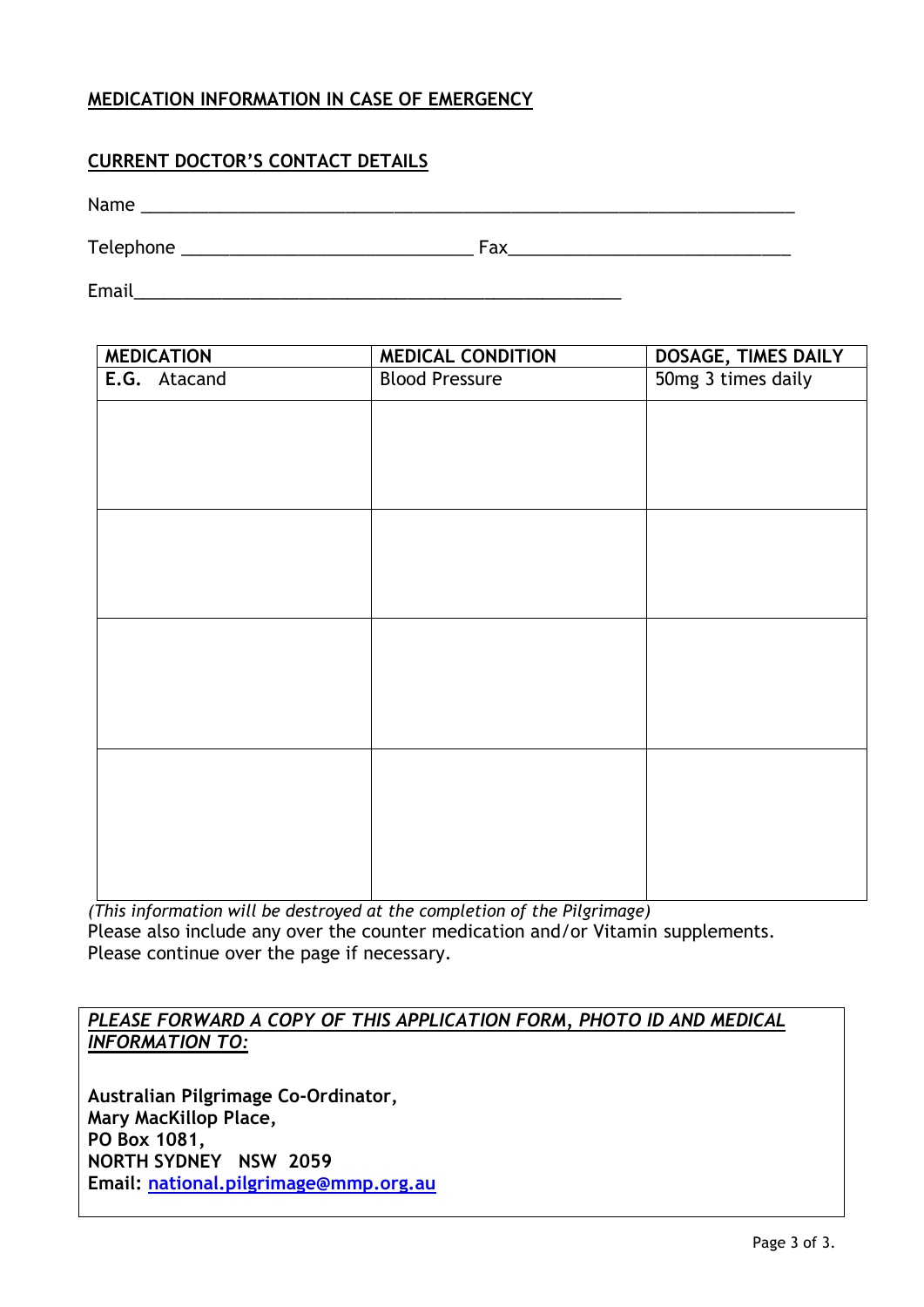## MEDICATION INFORMATION IN CASE OF EMERGENCY

## CURRENT DOCTOR'S CONTACT DETAILS

Name ______________________________________________________________________

Telephone ______________________________ Fax____________________________

Email__________________________________________________

| MEDICATION | MEDICAL CONDITION | DOSAGE, TIMES DAILY |
|---|---|---|
| **E.G.** Atacand | Blood Pressure | 50mg 3 times daily |
| | | |
| | | |
| | | |
| | | |

*(This information will be destroyed at the completion of the Pilgrimage)*
Please also include any over the counter medication and/or Vitamin supplements.
Please continue over the page if necessary.

***PLEASE FORWARD A COPY OF THIS APPLICATION FORM, PHOTO ID AND MEDICAL INFORMATION TO:***

**Australian Pilgrimage Co-Ordinator,**
**Mary MacKillop Place,**
**PO Box 1081,**
**NORTH SYDNEY NSW 2059**
**Email: national.pilgrimage@mmp.org.au**